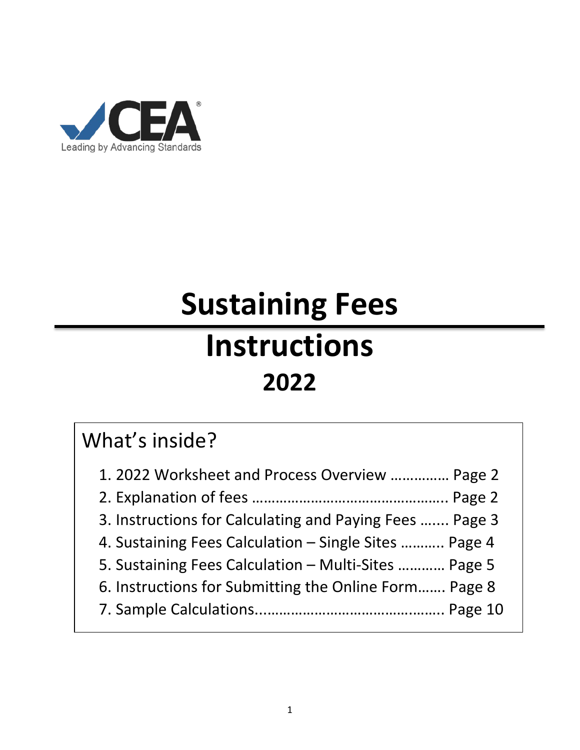CEA®

Leading by Advancing Standards

# Sustaining Fees

# Instructions

## 2022

## What's inside?

1. 2022 Worksheet and Process Overview ………….. Page 2
2. Explanation of fees ………………………………………. Page 2
3. Instructions for Calculating and Paying Fees ……. Page 3
4. Sustaining Fees Calculation – Single Sites ……….. Page 4
5. Sustaining Fees Calculation – Multi-Sites ………… Page 5
6. Instructions for Submitting the Online Form……. Page 8
7. Sample Calculations........................................... Page 10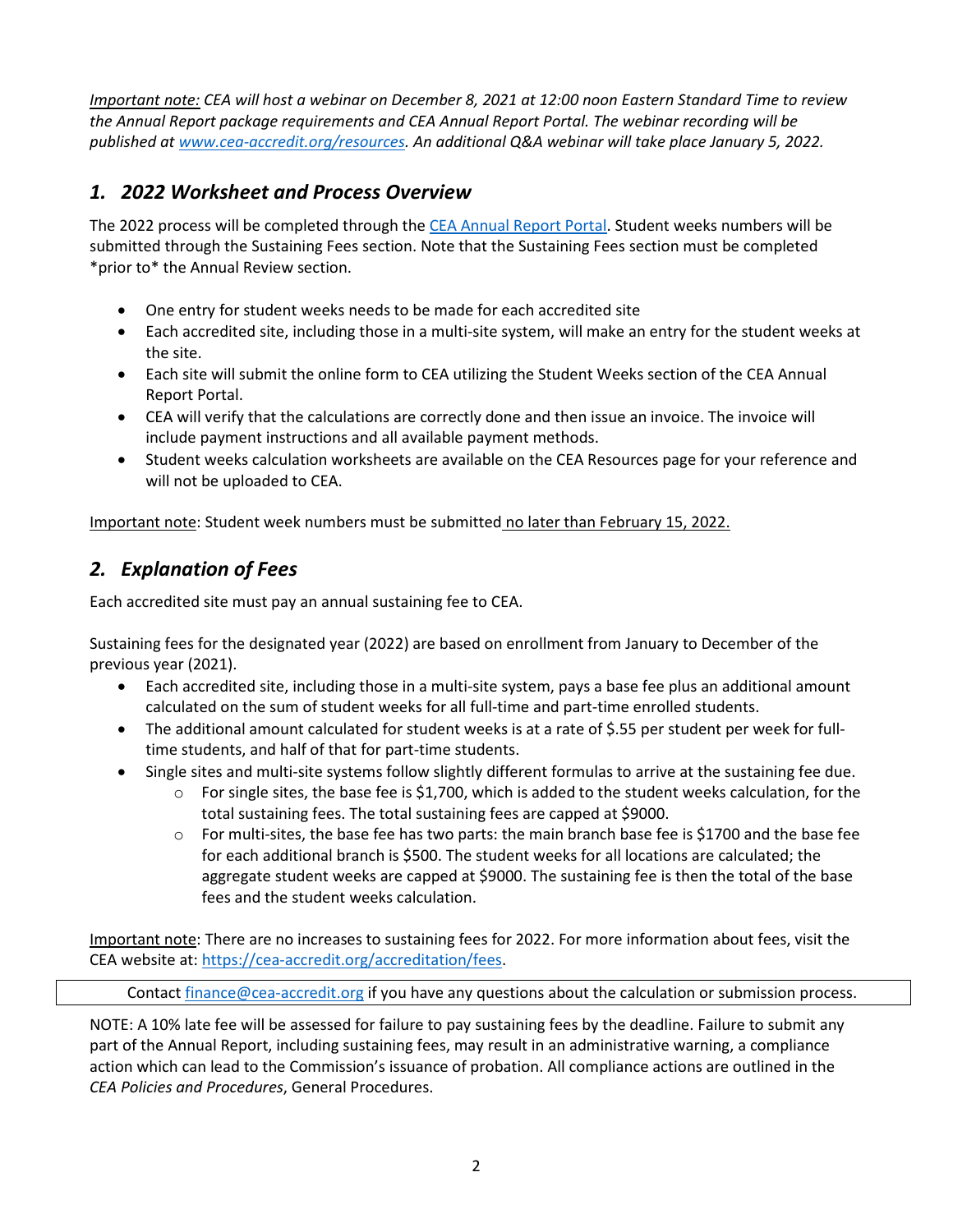*Important note: CEA will host a webinar on December 8, 2021 at 12:00 noon Eastern Standard Time to review the Annual Report package requirements and CEA Annual Report Portal. The webinar recording will be published at [www.cea-accredit.org/resources](www.cea-accredit.org/resources). An additional Q&A webinar will take place January 5, 2022.*

## *1. 2022 Worksheet and Process Overview*

The 2022 process will be completed through the CEA Annual Report Portal. Student weeks numbers will be submitted through the Sustaining Fees section. Note that the Sustaining Fees section must be completed *prior to* the Annual Review section.

- One entry for student weeks needs to be made for each accredited site
- Each accredited site, including those in a multi-site system, will make an entry for the student weeks at the site.
- Each site will submit the online form to CEA utilizing the Student Weeks section of the CEA Annual Report Portal.
- CEA will verify that the calculations are correctly done and then issue an invoice. The invoice will include payment instructions and all available payment methods.
- Student weeks calculation worksheets are available on the CEA Resources page for your reference and will not be uploaded to CEA.

Important note: Student week numbers must be submitted no later than February 15, 2022.

## *2. Explanation of Fees*

Each accredited site must pay an annual sustaining fee to CEA.

Sustaining fees for the designated year (2022) are based on enrollment from January to December of the previous year (2021).

- Each accredited site, including those in a multi-site system, pays a base fee plus an additional amount calculated on the sum of student weeks for all full-time and part-time enrolled students.
- The additional amount calculated for student weeks is at a rate of $.55 per student per week for full-time students, and half of that for part-time students.
- Single sites and multi-site systems follow slightly different formulas to arrive at the sustaining fee due.
  - For single sites, the base fee is $1,700, which is added to the student weeks calculation, for the total sustaining fees. The total sustaining fees are capped at $9000.
  - For multi-sites, the base fee has two parts: the main branch base fee is $1700 and the base fee for each additional branch is $500. The student weeks for all locations are calculated; the aggregate student weeks are capped at $9000. The sustaining fee is then the total of the base fees and the student weeks calculation.

Important note: There are no increases to sustaining fees for 2022. For more information about fees, visit the CEA website at: [https://cea-accredit.org/accreditation/fees](https://cea-accredit.org/accreditation/fees).

Contact [finance@cea-accredit.org](mailto:finance@cea-accredit.org) if you have any questions about the calculation or submission process.

NOTE: A 10% late fee will be assessed for failure to pay sustaining fees by the deadline. Failure to submit any part of the Annual Report, including sustaining fees, may result in an administrative warning, a compliance action which can lead to the Commission's issuance of probation. All compliance actions are outlined in the *CEA Policies and Procedures*, General Procedures.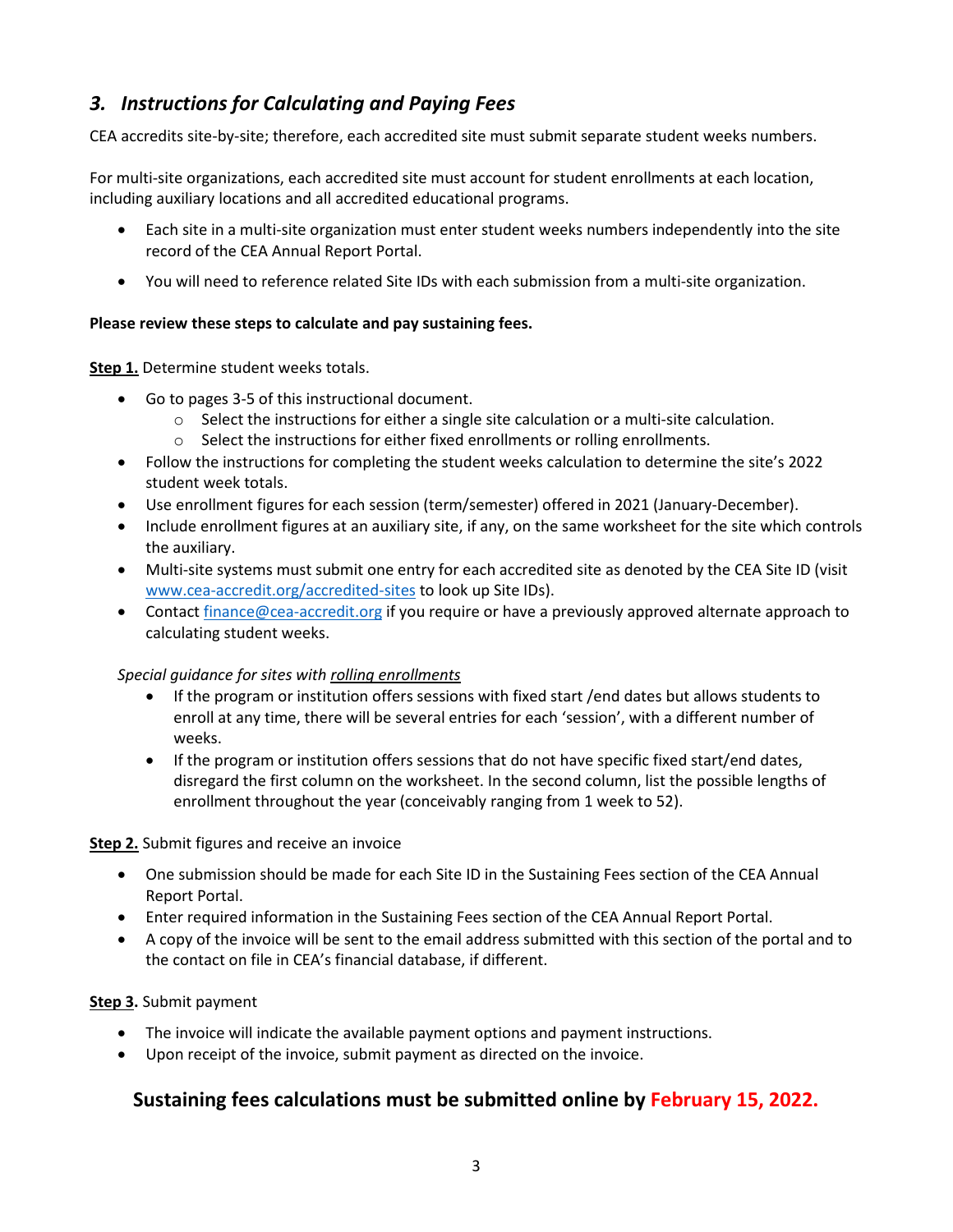## *3. Instructions for Calculating and Paying Fees*

CEA accredits site-by-site; therefore, each accredited site must submit separate student weeks numbers.

For multi-site organizations, each accredited site must account for student enrollments at each location, including auxiliary locations and all accredited educational programs.

- Each site in a multi-site organization must enter student weeks numbers independently into the site record of the CEA Annual Report Portal.
- You will need to reference related Site IDs with each submission from a multi-site organization.

**Please review these steps to calculate and pay sustaining fees.**

**Step 1.** Determine student weeks totals.

- Go to pages 3-5 of this instructional document.
  - Select the instructions for either a single site calculation or a multi-site calculation.
  - Select the instructions for either fixed enrollments or rolling enrollments.
- Follow the instructions for completing the student weeks calculation to determine the site's 2022 student week totals.
- Use enrollment figures for each session (term/semester) offered in 2021 (January-December).
- Include enrollment figures at an auxiliary site, if any, on the same worksheet for the site which controls the auxiliary.
- Multi-site systems must submit one entry for each accredited site as denoted by the CEA Site ID (visit [www.cea-accredit.org/accredited-sites](http://www.cea-accredit.org/accredited-sites) to look up Site IDs).
- Contact [finance@cea-accredit.org](mailto:finance@cea-accredit.org) if you require or have a previously approved alternate approach to calculating student weeks.

*Special guidance for sites with rolling enrollments*

- If the program or institution offers sessions with fixed start /end dates but allows students to enroll at any time, there will be several entries for each 'session', with a different number of weeks.
- If the program or institution offers sessions that do not have specific fixed start/end dates, disregard the first column on the worksheet. In the second column, list the possible lengths of enrollment throughout the year (conceivably ranging from 1 week to 52).

**Step 2.** Submit figures and receive an invoice

- One submission should be made for each Site ID in the Sustaining Fees section of the CEA Annual Report Portal.
- Enter required information in the Sustaining Fees section of the CEA Annual Report Portal.
- A copy of the invoice will be sent to the email address submitted with this section of the portal and to the contact on file in CEA's financial database, if different.

**Step 3.** Submit payment

- The invoice will indicate the available payment options and payment instructions.
- Upon receipt of the invoice, submit payment as directed on the invoice.

**Sustaining fees calculations must be submitted online by February 15, 2022.**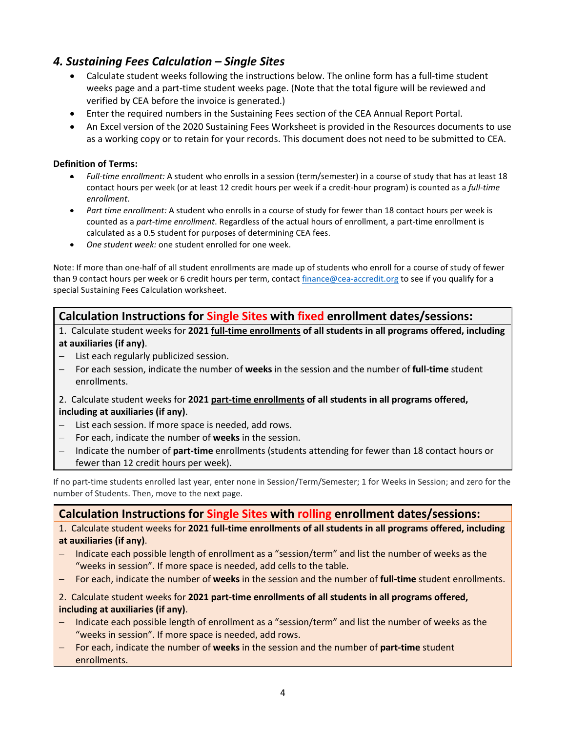## *4. Sustaining Fees Calculation – Single Sites*

- Calculate student weeks following the instructions below. The online form has a full-time student weeks page and a part-time student weeks page. (Note that the total figure will be reviewed and verified by CEA before the invoice is generated.)
- Enter the required numbers in the Sustaining Fees section of the CEA Annual Report Portal.
- An Excel version of the 2020 Sustaining Fees Worksheet is provided in the Resources documents to use as a working copy or to retain for your records. This document does not need to be submitted to CEA.

**Definition of Terms:**

- *Full-time enrollment:* A student who enrolls in a session (term/semester) in a course of study that has at least 18 contact hours per week (or at least 12 credit hours per week if a credit-hour program) is counted as a *full-time enrollment*.
- *Part time enrollment:* A student who enrolls in a course of study for fewer than 18 contact hours per week is counted as a *part-time enrollment*. Regardless of the actual hours of enrollment, a part-time enrollment is calculated as a 0.5 student for purposes of determining CEA fees.
- *One student week:* one student enrolled for one week.

Note: If more than one-half of all student enrollments are made up of students who enroll for a course of study of fewer than 9 contact hours per week or 6 credit hours per term, contact finance@cea-accredit.org to see if you qualify for a special Sustaining Fees Calculation worksheet.

### Calculation Instructions for Single Sites with fixed enrollment dates/sessions:

1. Calculate student weeks for **2021 full-time enrollments of all students in all programs offered, including at auxiliaries (if any)**.
   - List each regularly publicized session.
   - For each session, indicate the number of **weeks** in the session and the number of **full-time** student enrollments.

2. Calculate student weeks for **2021 part-time enrollments of all students in all programs offered, including at auxiliaries (if any)**.
   - List each session. If more space is needed, add rows.
   - For each, indicate the number of **weeks** in the session.
   - Indicate the number of **part-time** enrollments (students attending for fewer than 18 contact hours or fewer than 12 credit hours per week).

If no part-time students enrolled last year, enter none in Session/Term/Semester; 1 for Weeks in Session; and zero for the number of Students. Then, move to the next page.

### Calculation Instructions for Single Sites with rolling enrollment dates/sessions:

1. Calculate student weeks for **2021 full-time enrollments of all students in all programs offered, including at auxiliaries (if any)**.
   - Indicate each possible length of enrollment as a "session/term" and list the number of weeks as the "weeks in session". If more space is needed, add cells to the table.
   - For each, indicate the number of **weeks** in the session and the number of **full-time** student enrollments.

2. Calculate student weeks for **2021 part-time enrollments of all students in all programs offered, including at auxiliaries (if any)**.
   - Indicate each possible length of enrollment as a "session/term" and list the number of weeks as the "weeks in session". If more space is needed, add rows.
   - For each, indicate the number of **weeks** in the session and the number of **part-time** student enrollments.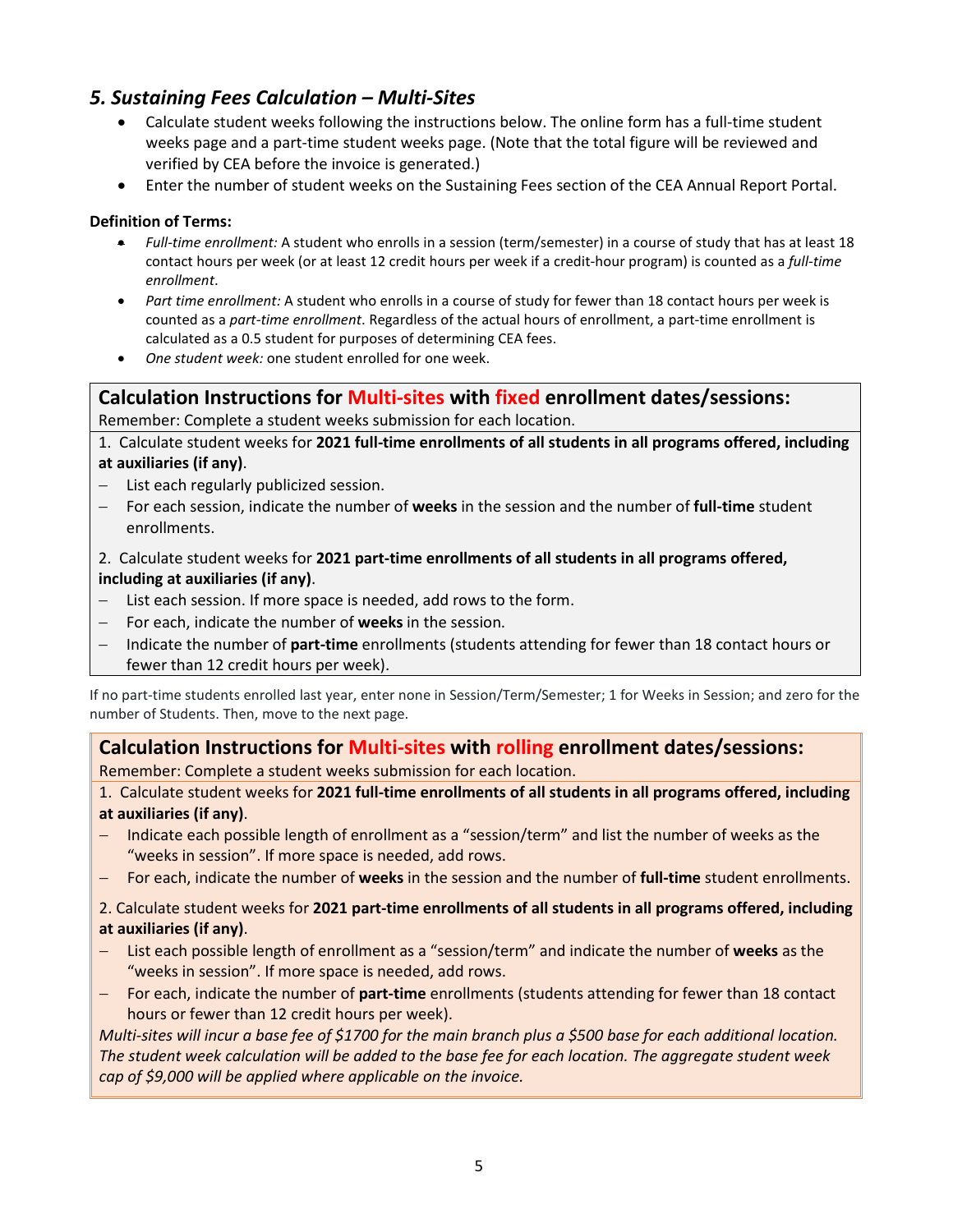## *5. Sustaining Fees Calculation – Multi-Sites*

- Calculate student weeks following the instructions below. The online form has a full-time student weeks page and a part-time student weeks page. (Note that the total figure will be reviewed and verified by CEA before the invoice is generated.)
- Enter the number of student weeks on the Sustaining Fees section of the CEA Annual Report Portal.

**Definition of Terms:**

- *Full-time enrollment:* A student who enrolls in a session (term/semester) in a course of study that has at least 18 contact hours per week (or at least 12 credit hours per week if a credit-hour program) is counted as a *full-time enrollment*.
- *Part time enrollment:* A student who enrolls in a course of study for fewer than 18 contact hours per week is counted as a *part-time enrollment*. Regardless of the actual hours of enrollment, a part-time enrollment is calculated as a 0.5 student for purposes of determining CEA fees.
- *One student week:* one student enrolled for one week.

### Calculation Instructions for Multi-sites with fixed enrollment dates/sessions:

Remember: Complete a student weeks submission for each location.

1. Calculate student weeks for **2021 full-time enrollments of all students in all programs offered, including at auxiliaries (if any)**.
   - List each regularly publicized session.
   - For each session, indicate the number of **weeks** in the session and the number of **full-time** student enrollments.

2. Calculate student weeks for **2021 part-time enrollments of all students in all programs offered, including at auxiliaries (if any)**.
   - List each session. If more space is needed, add rows to the form.
   - For each, indicate the number of **weeks** in the session.
   - Indicate the number of **part-time** enrollments (students attending for fewer than 18 contact hours or fewer than 12 credit hours per week).

If no part-time students enrolled last year, enter none in Session/Term/Semester; 1 for Weeks in Session; and zero for the number of Students. Then, move to the next page.

### Calculation Instructions for Multi-sites with rolling enrollment dates/sessions:

Remember: Complete a student weeks submission for each location.

1. Calculate student weeks for **2021 full-time enrollments of all students in all programs offered, including at auxiliaries (if any)**.
   - Indicate each possible length of enrollment as a "session/term" and list the number of weeks as the "weeks in session". If more space is needed, add rows.
   - For each, indicate the number of **weeks** in the session and the number of **full-time** student enrollments.

2. Calculate student weeks for **2021 part-time enrollments of all students in all programs offered, including at auxiliaries (if any)**.
   - List each possible length of enrollment as a "session/term" and indicate the number of **weeks** as the "weeks in session". If more space is needed, add rows.
   - For each, indicate the number of **part-time** enrollments (students attending for fewer than 18 contact hours or fewer than 12 credit hours per week).

*Multi-sites will incur a base fee of $1700 for the main branch plus a $500 base for each additional location. The student week calculation will be added to the base fee for each location. The aggregate student week cap of $9,000 will be applied where applicable on the invoice.*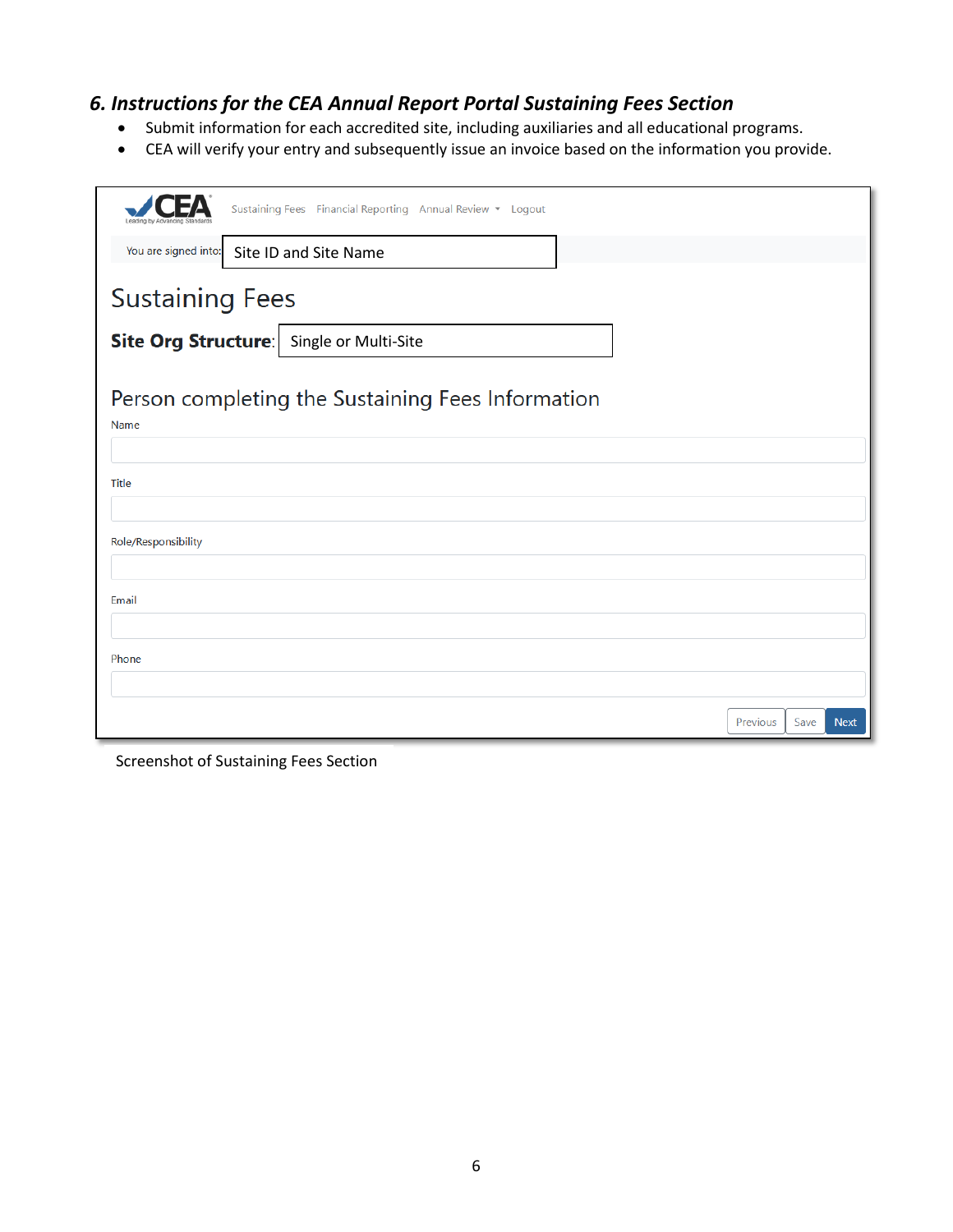## *6. Instructions for the CEA Annual Report Portal Sustaining Fees Section*

- Submit information for each accredited site, including auxiliaries and all educational programs.
- CEA will verify your entry and subsequently issue an invoice based on the information you provide.

CEA Leading by Advancing Standards | Sustaining Fees | Financial Reporting | Annual Review | Logout

You are signed into: Site ID and Site Name

Sustaining Fees

**Site Org Structure**: Single or Multi-Site

Person completing the Sustaining Fees Information

Name

Title

Role/Responsibility

Email

Phone

Previous | Save | Next

Screenshot of Sustaining Fees Section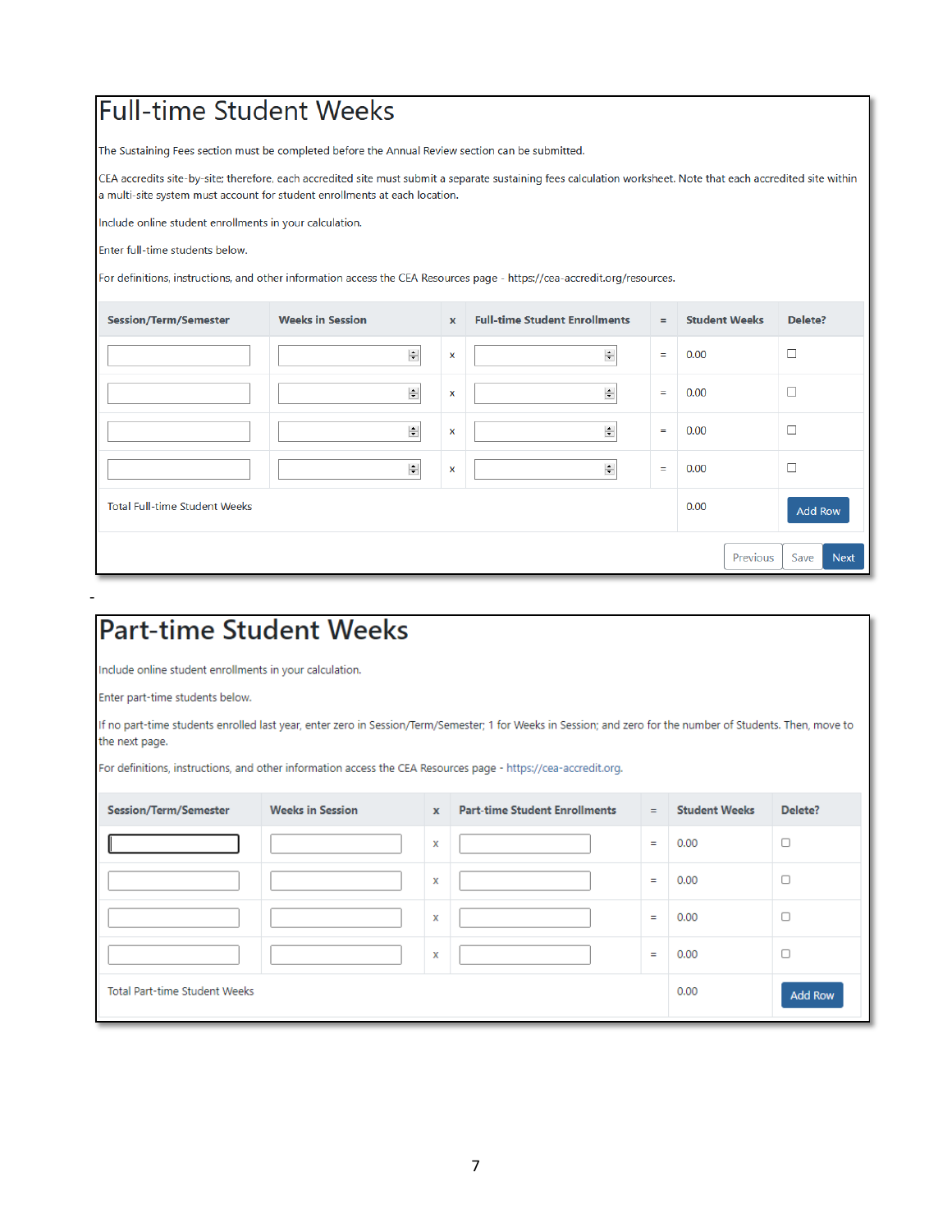# Full-time Student Weeks

The Sustaining Fees section must be completed before the Annual Review section can be submitted.

CEA accredits site-by-site; therefore, each accredited site must submit a separate sustaining fees calculation worksheet. Note that each accredited site within a multi-site system must account for student enrollments at each location.

Include online student enrollments in your calculation.

Enter full-time students below.

For definitions, instructions, and other information access the CEA Resources page - https://cea-accredit.org/resources.

| Session/Term/Semester | Weeks in Session | x | Full-time Student Enrollments | = | Student Weeks | Delete? |
|---|---|---|---|---|---|---|
| | | x | | = | 0.00 | ☐ |
| | | x | | = | 0.00 | ☐ |
| | | x | | = | 0.00 | ☐ |
| | | x | | = | 0.00 | ☐ |
| Total Full-time Student Weeks | | | | | 0.00 | Add Row |

Previous | Save | Next

-

# Part-time Student Weeks

Include online student enrollments in your calculation.

Enter part-time students below.

If no part-time students enrolled last year, enter zero in Session/Term/Semester; 1 for Weeks in Session; and zero for the number of Students. Then, move to the next page.

For definitions, instructions, and other information access the CEA Resources page - https://cea-accredit.org.

| Session/Term/Semester | Weeks in Session | x | Part-time Student Enrollments | = | Student Weeks | Delete? |
|---|---|---|---|---|---|---|
| | | x | | = | 0.00 | ☐ |
| | | x | | = | 0.00 | ☐ |
| | | x | | = | 0.00 | ☐ |
| | | x | | = | 0.00 | ☐ |
| Total Part-time Student Weeks | | | | | 0.00 | Add Row |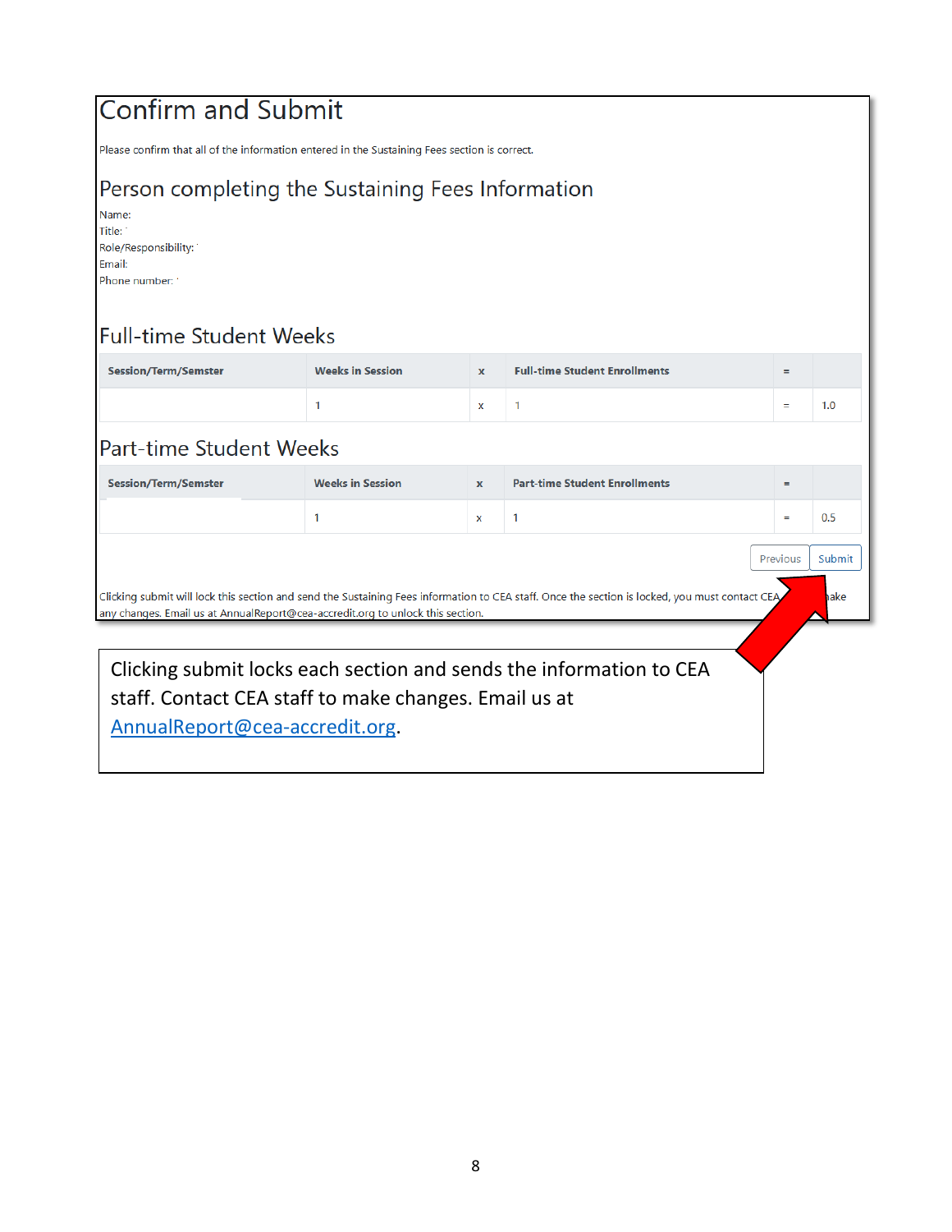# Confirm and Submit

Please confirm that all of the information entered in the Sustaining Fees section is correct.

## Person completing the Sustaining Fees Information

Name:
Title:
Role/Responsibility:
Email:
Phone number:

## Full-time Student Weeks

| Session/Term/Semster | Weeks in Session | x | Full-time Student Enrollments | = | |
|---|---|---|---|---|---|
| | 1 | x | 1 | = | 1.0 |

## Part-time Student Weeks

| Session/Term/Semster | Weeks in Session | x | Part-time Student Enrollments | = | |
|---|---|---|---|---|---|
| | 1 | x | 1 | = | 0.5 |

Previous Submit

Clicking submit will lock this section and send the Sustaining Fees information to CEA staff. Once the section is locked, you must contact CEA ... make any changes. Email us at AnnualReport@cea-accredit.org to unlock this section.

Clicking submit locks each section and sends the information to CEA staff. Contact CEA staff to make changes. Email us at AnnualReport@cea-accredit.org.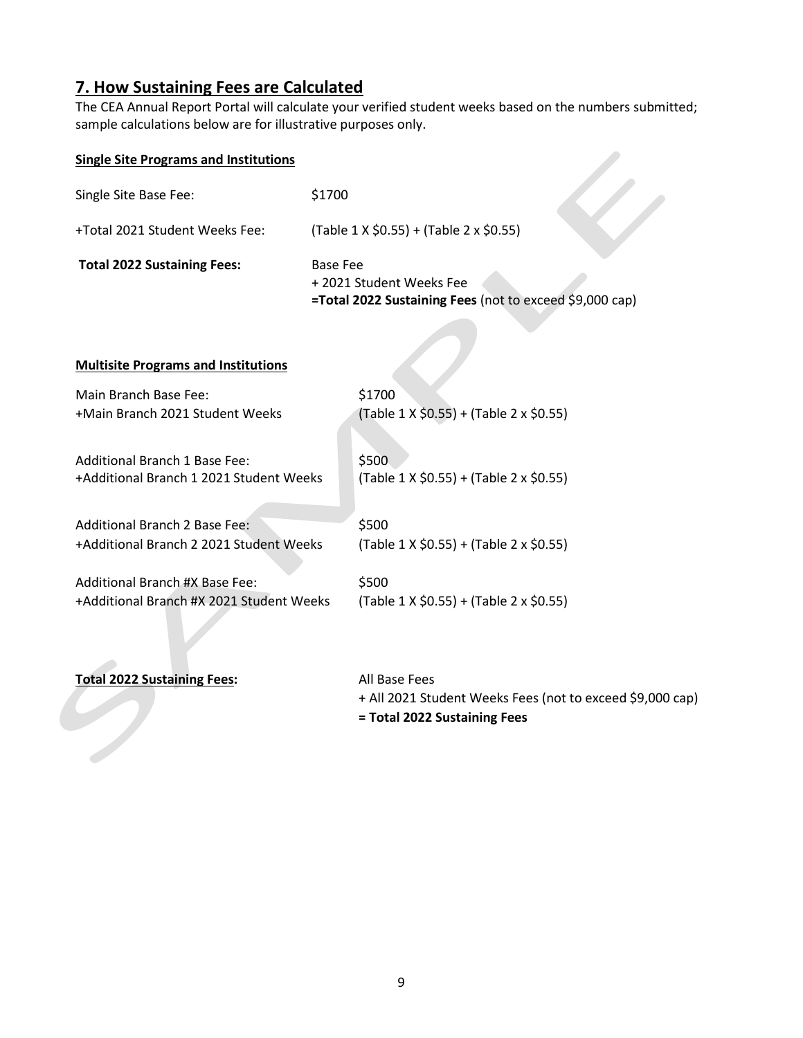## 7. How Sustaining Fees are Calculated

The CEA Annual Report Portal will calculate your verified student weeks based on the numbers submitted; sample calculations below are for illustrative purposes only.

**Single Site Programs and Institutions**

| | |
|---|---|
| Single Site Base Fee: | $1700 |
| +Total 2021 Student Weeks Fee: | (Table 1 X $0.55) + (Table 2 x $0.55) |
| **Total 2022 Sustaining Fees:** | Base Fee<br>+ 2021 Student Weeks Fee<br>**=Total 2022 Sustaining Fees** (not to exceed $9,000 cap) |

**Multisite Programs and Institutions**

| | |
|---|---|
| Main Branch Base Fee: | $1700 |
| +Main Branch 2021 Student Weeks | (Table 1 X $0.55) + (Table 2 x $0.55) |
| Additional Branch 1 Base Fee: | $500 |
| +Additional Branch 1 2021 Student Weeks | (Table 1 X $0.55) + (Table 2 x $0.55) |
| Additional Branch 2 Base Fee: | $500 |
| +Additional Branch 2 2021 Student Weeks | (Table 1 X $0.55) + (Table 2 x $0.55) |
| Additional Branch #X Base Fee: | $500 |
| +Additional Branch #X 2021 Student Weeks | (Table 1 X $0.55) + (Table 2 x $0.55) |

| | |
|---|---|
| **Total 2022 Sustaining Fees:** | All Base Fees<br>+ All 2021 Student Weeks Fees (not to exceed $9,000 cap)<br>**= Total 2022 Sustaining Fees** |